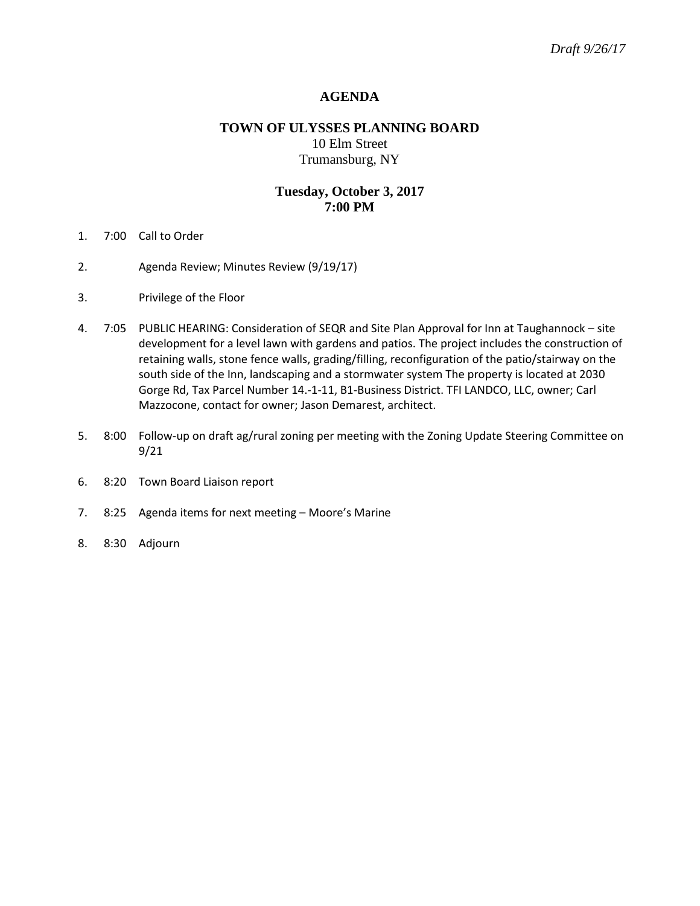*Draft 9/26/17*

# AGENDA

## TOWN OF ULYSSES PLANNING BOARD

10 Elm Street
Trumansburg, NY

### Tuesday, October 3, 2017
### 7:00 PM

1. 7:00 Call to Order

2. Agenda Review; Minutes Review (9/19/17)

3. Privilege of the Floor

4. 7:05 PUBLIC HEARING: Consideration of SEQR and Site Plan Approval for Inn at Taughannock – site development for a level lawn with gardens and patios. The project includes the construction of retaining walls, stone fence walls, grading/filling, reconfiguration of the patio/stairway on the south side of the Inn, landscaping and a stormwater system The property is located at 2030 Gorge Rd, Tax Parcel Number 14.-1-11, B1-Business District. TFI LANDCO, LLC, owner; Carl Mazzocone, contact for owner; Jason Demarest, architect.

5. 8:00 Follow-up on draft ag/rural zoning per meeting with the Zoning Update Steering Committee on 9/21

6. 8:20 Town Board Liaison report

7. 8:25 Agenda items for next meeting – Moore's Marine

8. 8:30 Adjourn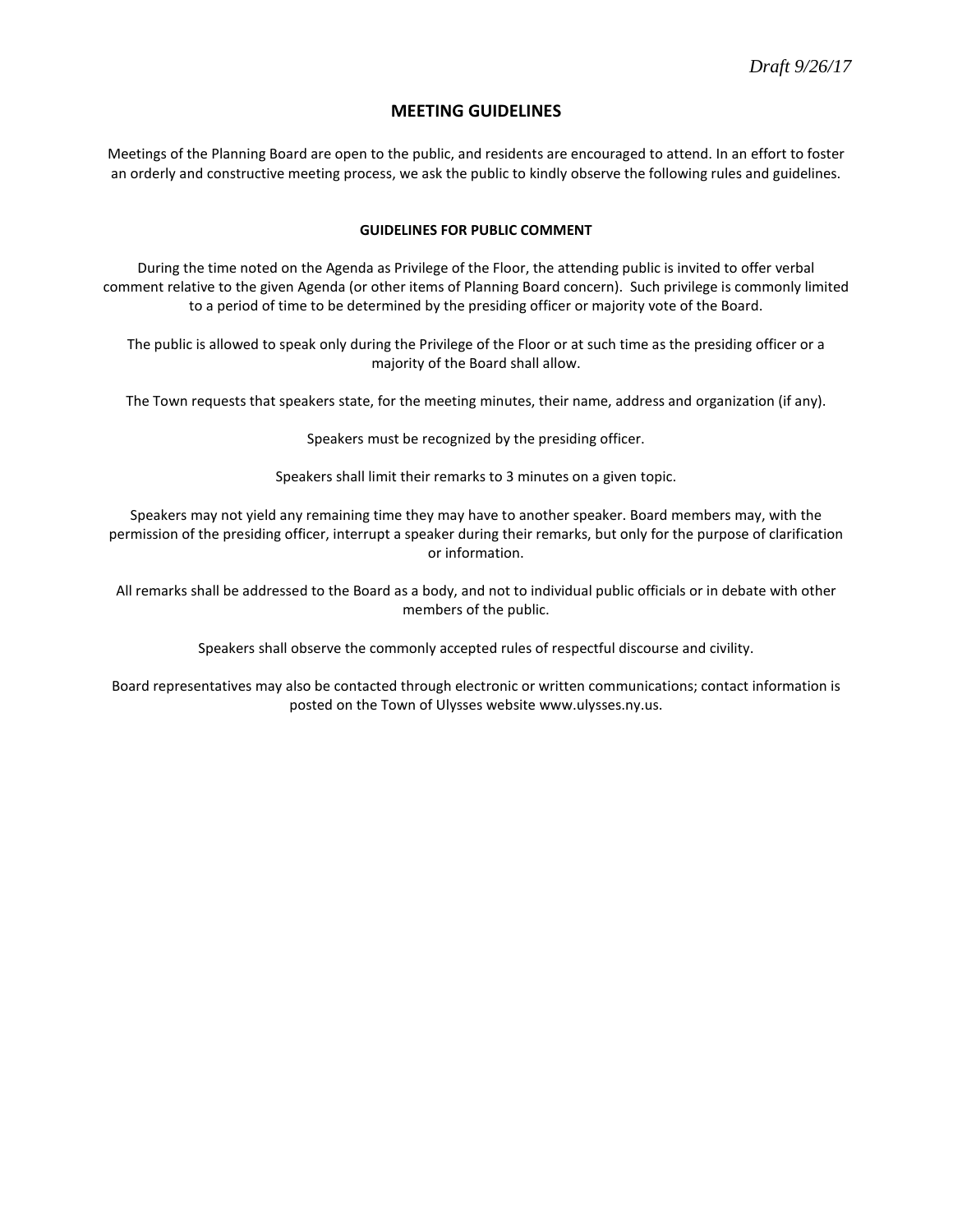*Draft 9/26/17*

# MEETING GUIDELINES

Meetings of the Planning Board are open to the public, and residents are encouraged to attend. In an effort to foster an orderly and constructive meeting process, we ask the public to kindly observe the following rules and guidelines.

## GUIDELINES FOR PUBLIC COMMENT

During the time noted on the Agenda as Privilege of the Floor, the attending public is invited to offer verbal comment relative to the given Agenda (or other items of Planning Board concern). Such privilege is commonly limited to a period of time to be determined by the presiding officer or majority vote of the Board.

The public is allowed to speak only during the Privilege of the Floor or at such time as the presiding officer or a majority of the Board shall allow.

The Town requests that speakers state, for the meeting minutes, their name, address and organization (if any).

Speakers must be recognized by the presiding officer.

Speakers shall limit their remarks to 3 minutes on a given topic.

Speakers may not yield any remaining time they may have to another speaker. Board members may, with the permission of the presiding officer, interrupt a speaker during their remarks, but only for the purpose of clarification or information.

All remarks shall be addressed to the Board as a body, and not to individual public officials or in debate with other members of the public.

Speakers shall observe the commonly accepted rules of respectful discourse and civility.

Board representatives may also be contacted through electronic or written communications; contact information is posted on the Town of Ulysses website www.ulysses.ny.us.